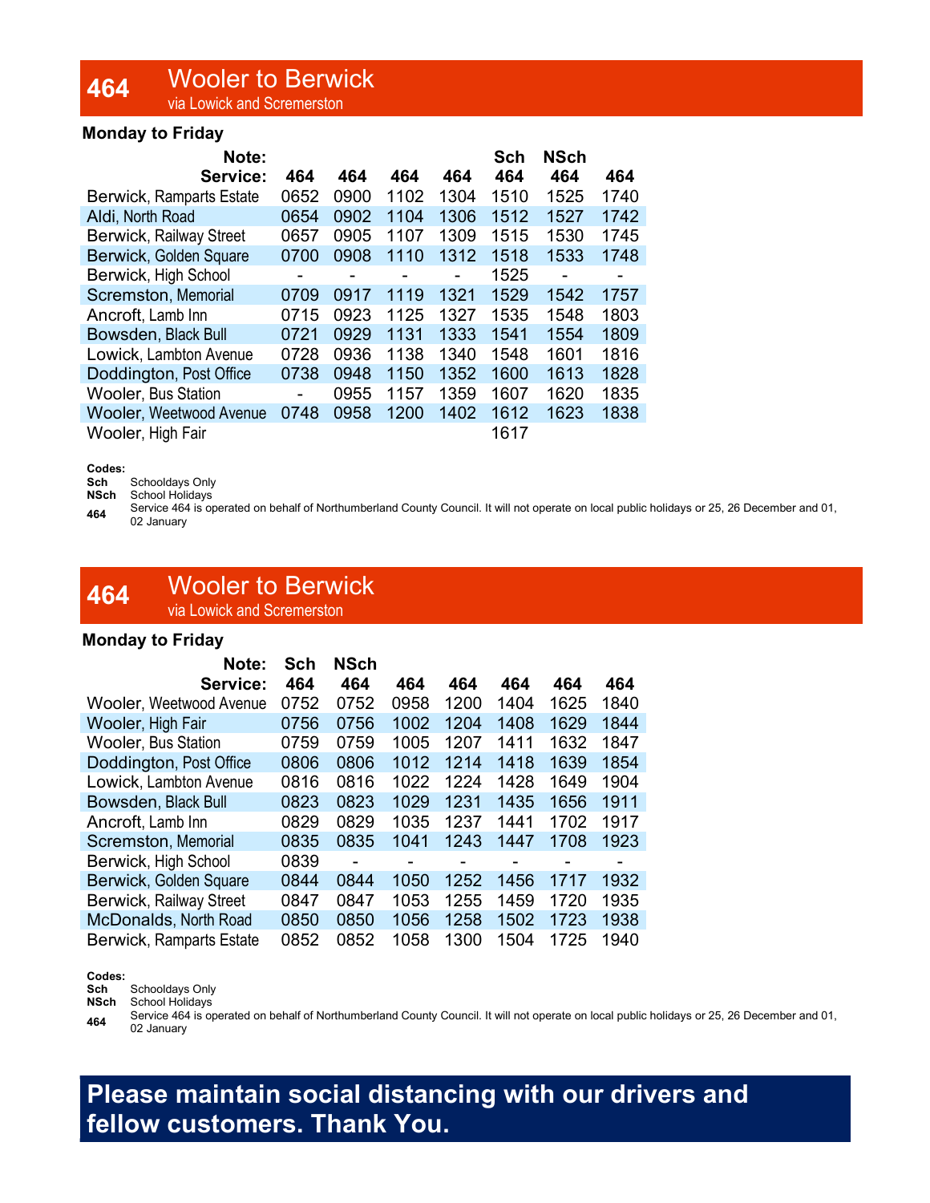# 464 Wooler to Berwick

via Lowick and Scremerston

**Monday to Friday**

| Note: | | | | | Sch | NSch | |
|---|---|---|---|---|---|---|---|
| **Service:** | **464** | **464** | **464** | **464** | **464** | **464** | **464** |
| Berwick, Ramparts Estate | 0652 | 0900 | 1102 | 1304 | 1510 | 1525 | 1740 |
| Aldi, North Road | 0654 | 0902 | 1104 | 1306 | 1512 | 1527 | 1742 |
| Berwick, Railway Street | 0657 | 0905 | 1107 | 1309 | 1515 | 1530 | 1745 |
| Berwick, Golden Square | 0700 | 0908 | 1110 | 1312 | 1518 | 1533 | 1748 |
| Berwick, High School | - | - | - | - | 1525 | - | - |
| Scremston, Memorial | 0709 | 0917 | 1119 | 1321 | 1529 | 1542 | 1757 |
| Ancroft, Lamb Inn | 0715 | 0923 | 1125 | 1327 | 1535 | 1548 | 1803 |
| Bowsden, Black Bull | 0721 | 0929 | 1131 | 1333 | 1541 | 1554 | 1809 |
| Lowick, Lambton Avenue | 0728 | 0936 | 1138 | 1340 | 1548 | 1601 | 1816 |
| Doddington, Post Office | 0738 | 0948 | 1150 | 1352 | 1600 | 1613 | 1828 |
| Wooler, Bus Station | - | 0955 | 1157 | 1359 | 1607 | 1620 | 1835 |
| Wooler, Weetwood Avenue | 0748 | 0958 | 1200 | 1402 | 1612 | 1623 | 1838 |
| Wooler, High Fair | | | | | 1617 | | |

**Codes:**

**Sch** Schooldays Only
**NSch** School Holidays
**464** Service 464 is operated on behalf of Northumberland County Council. It will not operate on local public holidays or 25, 26 December and 01, 02 January

# 464 Wooler to Berwick

via Lowick and Scremerston

**Monday to Friday**

| Note: | Sch | NSch | | | | | |
|---|---|---|---|---|---|---|---|
| **Service:** | **464** | **464** | **464** | **464** | **464** | **464** | **464** |
| Wooler, Weetwood Avenue | 0752 | 0752 | 0958 | 1200 | 1404 | 1625 | 1840 |
| Wooler, High Fair | 0756 | 0756 | 1002 | 1204 | 1408 | 1629 | 1844 |
| Wooler, Bus Station | 0759 | 0759 | 1005 | 1207 | 1411 | 1632 | 1847 |
| Doddington, Post Office | 0806 | 0806 | 1012 | 1214 | 1418 | 1639 | 1854 |
| Lowick, Lambton Avenue | 0816 | 0816 | 1022 | 1224 | 1428 | 1649 | 1904 |
| Bowsden, Black Bull | 0823 | 0823 | 1029 | 1231 | 1435 | 1656 | 1911 |
| Ancroft, Lamb Inn | 0829 | 0829 | 1035 | 1237 | 1441 | 1702 | 1917 |
| Scremston, Memorial | 0835 | 0835 | 1041 | 1243 | 1447 | 1708 | 1923 |
| Berwick, High School | 0839 | - | - | - | - | - | - |
| Berwick, Golden Square | 0844 | 0844 | 1050 | 1252 | 1456 | 1717 | 1932 |
| Berwick, Railway Street | 0847 | 0847 | 1053 | 1255 | 1459 | 1720 | 1935 |
| McDonalds, North Road | 0850 | 0850 | 1056 | 1258 | 1502 | 1723 | 1938 |
| Berwick, Ramparts Estate | 0852 | 0852 | 1058 | 1300 | 1504 | 1725 | 1940 |

**Codes:**

**Sch** Schooldays Only
**NSch** School Holidays
**464** Service 464 is operated on behalf of Northumberland County Council. It will not operate on local public holidays or 25, 26 December and 01, 02 January

**Please maintain social distancing with our drivers and fellow customers. Thank You.**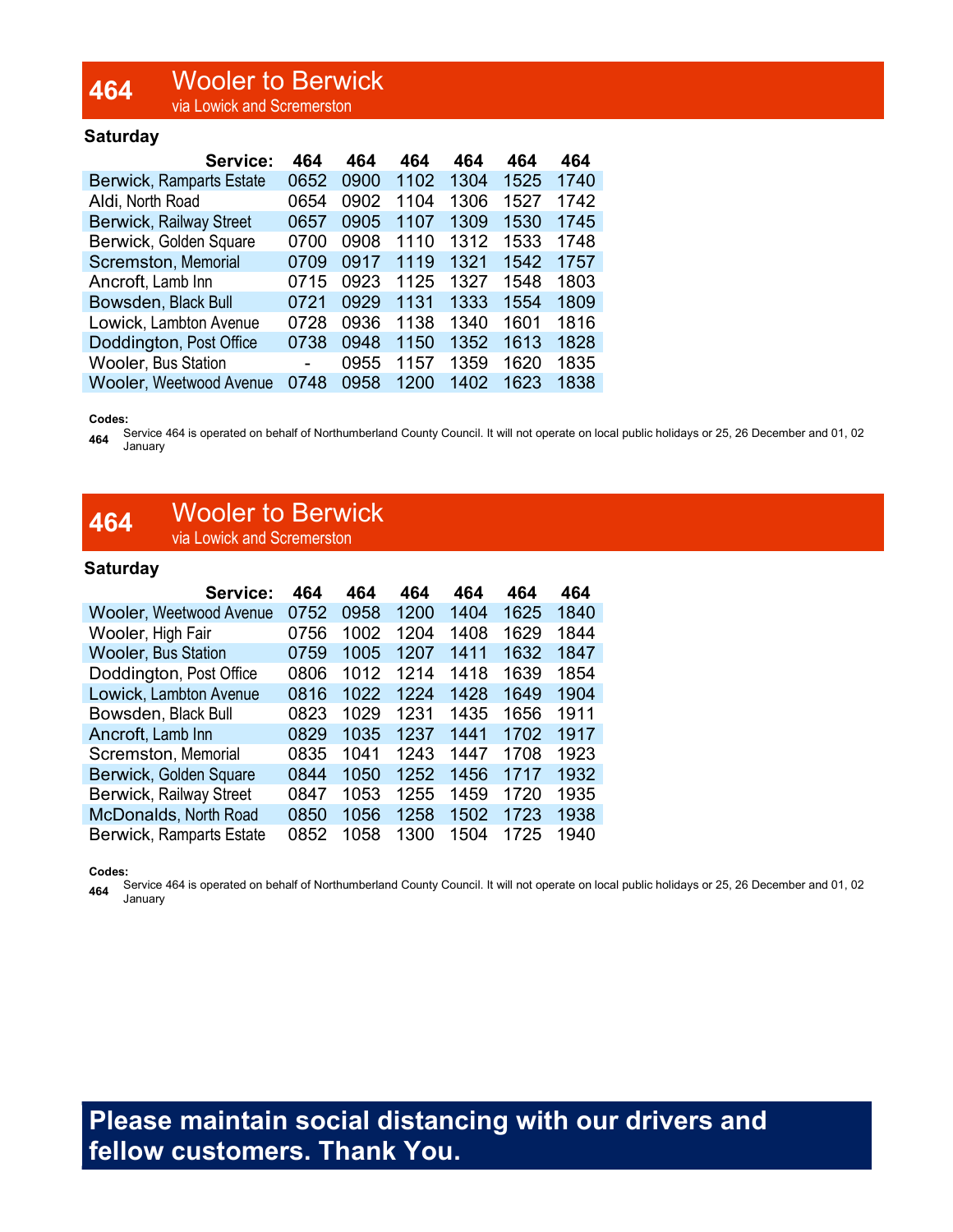# 464 Wooler to Berwick

via Lowick and Scremerston

**Saturday**

| Service: | 464 | 464 | 464 | 464 | 464 | 464 |
|---|---|---|---|---|---|---|
| Berwick, Ramparts Estate | 0652 | 0900 | 1102 | 1304 | 1525 | 1740 |
| Aldi, North Road | 0654 | 0902 | 1104 | 1306 | 1527 | 1742 |
| Berwick, Railway Street | 0657 | 0905 | 1107 | 1309 | 1530 | 1745 |
| Berwick, Golden Square | 0700 | 0908 | 1110 | 1312 | 1533 | 1748 |
| Scremston, Memorial | 0709 | 0917 | 1119 | 1321 | 1542 | 1757 |
| Ancroft, Lamb Inn | 0715 | 0923 | 1125 | 1327 | 1548 | 1803 |
| Bowsden, Black Bull | 0721 | 0929 | 1131 | 1333 | 1554 | 1809 |
| Lowick, Lambton Avenue | 0728 | 0936 | 1138 | 1340 | 1601 | 1816 |
| Doddington, Post Office | 0738 | 0948 | 1150 | 1352 | 1613 | 1828 |
| Wooler, Bus Station | - | 0955 | 1157 | 1359 | 1620 | 1835 |
| Wooler, Weetwood Avenue | 0748 | 0958 | 1200 | 1402 | 1623 | 1838 |

**Codes:**

**464** Service 464 is operated on behalf of Northumberland County Council. It will not operate on local public holidays or 25, 26 December and 01, 02 January

# 464 Wooler to Berwick

via Lowick and Scremerston

**Saturday**

| Service: | 464 | 464 | 464 | 464 | 464 | 464 |
|---|---|---|---|---|---|---|
| Wooler, Weetwood Avenue | 0752 | 0958 | 1200 | 1404 | 1625 | 1840 |
| Wooler, High Fair | 0756 | 1002 | 1204 | 1408 | 1629 | 1844 |
| Wooler, Bus Station | 0759 | 1005 | 1207 | 1411 | 1632 | 1847 |
| Doddington, Post Office | 0806 | 1012 | 1214 | 1418 | 1639 | 1854 |
| Lowick, Lambton Avenue | 0816 | 1022 | 1224 | 1428 | 1649 | 1904 |
| Bowsden, Black Bull | 0823 | 1029 | 1231 | 1435 | 1656 | 1911 |
| Ancroft, Lamb Inn | 0829 | 1035 | 1237 | 1441 | 1702 | 1917 |
| Scremston, Memorial | 0835 | 1041 | 1243 | 1447 | 1708 | 1923 |
| Berwick, Golden Square | 0844 | 1050 | 1252 | 1456 | 1717 | 1932 |
| Berwick, Railway Street | 0847 | 1053 | 1255 | 1459 | 1720 | 1935 |
| McDonalds, North Road | 0850 | 1056 | 1258 | 1502 | 1723 | 1938 |
| Berwick, Ramparts Estate | 0852 | 1058 | 1300 | 1504 | 1725 | 1940 |

**Codes:**

**464** Service 464 is operated on behalf of Northumberland County Council. It will not operate on local public holidays or 25, 26 December and 01, 02 January

**Please maintain social distancing with our drivers and fellow customers. Thank You.**